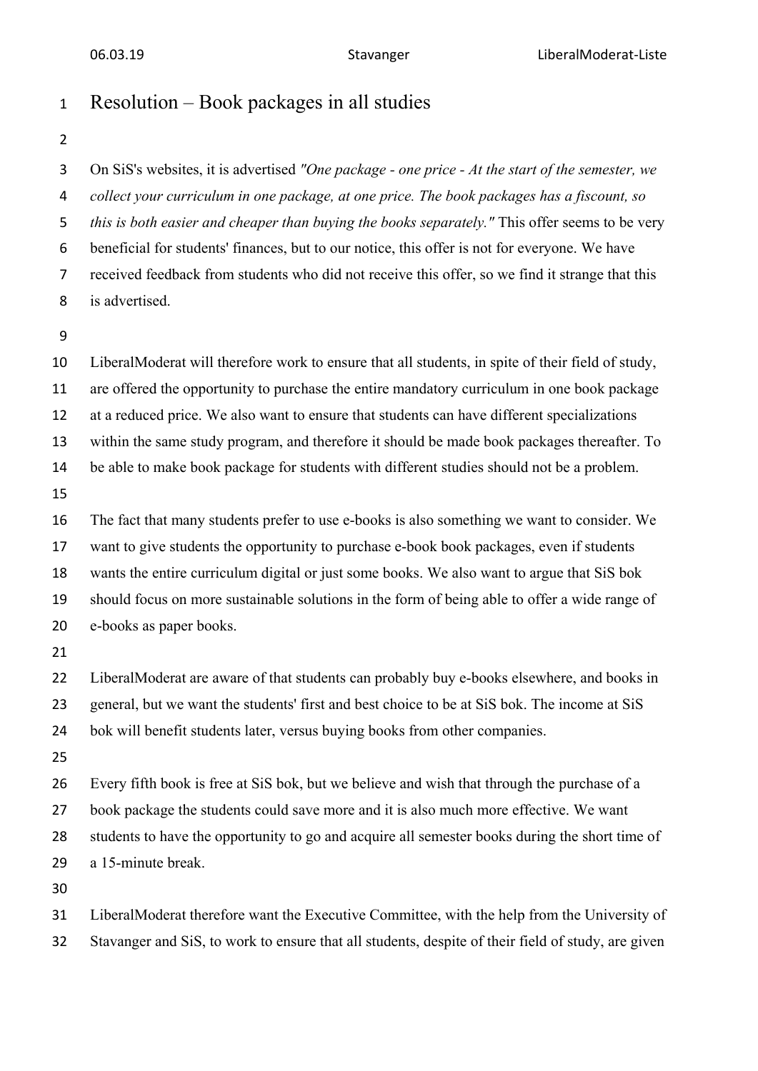# Resolution – Book packages in all studies

On SiS's websites, it is advertised *"One package - one price - At the start of the semester, we collect your curriculum in one package, at one price. The book packages has a fiscount, so this is both easier and cheaper than buying the books separately."* This offer seems to be very beneficial for students' finances, but to our notice, this offer is not for everyone. We have received feedback from students who did not receive this offer, so we find it strange that this is advertised.

LiberalModerat will therefore work to ensure that all students, in spite of their field of study, are offered the opportunity to purchase the entire mandatory curriculum in one book package at a reduced price. We also want to ensure that students can have different specializations within the same study program, and therefore it should be made book packages thereafter. To be able to make book package for students with different studies should not be a problem.

The fact that many students prefer to use e-books is also something we want to consider. We want to give students the opportunity to purchase e-book book packages, even if students wants the entire curriculum digital or just some books. We also want to argue that SiS bok should focus on more sustainable solutions in the form of being able to offer a wide range of e-books as paper books.

LiberalModerat are aware of that students can probably buy e-books elsewhere, and books in general, but we want the students' first and best choice to be at SiS bok. The income at SiS bok will benefit students later, versus buying books from other companies.

Every fifth book is free at SiS bok, but we believe and wish that through the purchase of a book package the students could save more and it is also much more effective. We want students to have the opportunity to go and acquire all semester books during the short time of a 15-minute break.

LiberalModerat therefore want the Executive Committee, with the help from the University of Stavanger and SiS, to work to ensure that all students, despite of their field of study, are given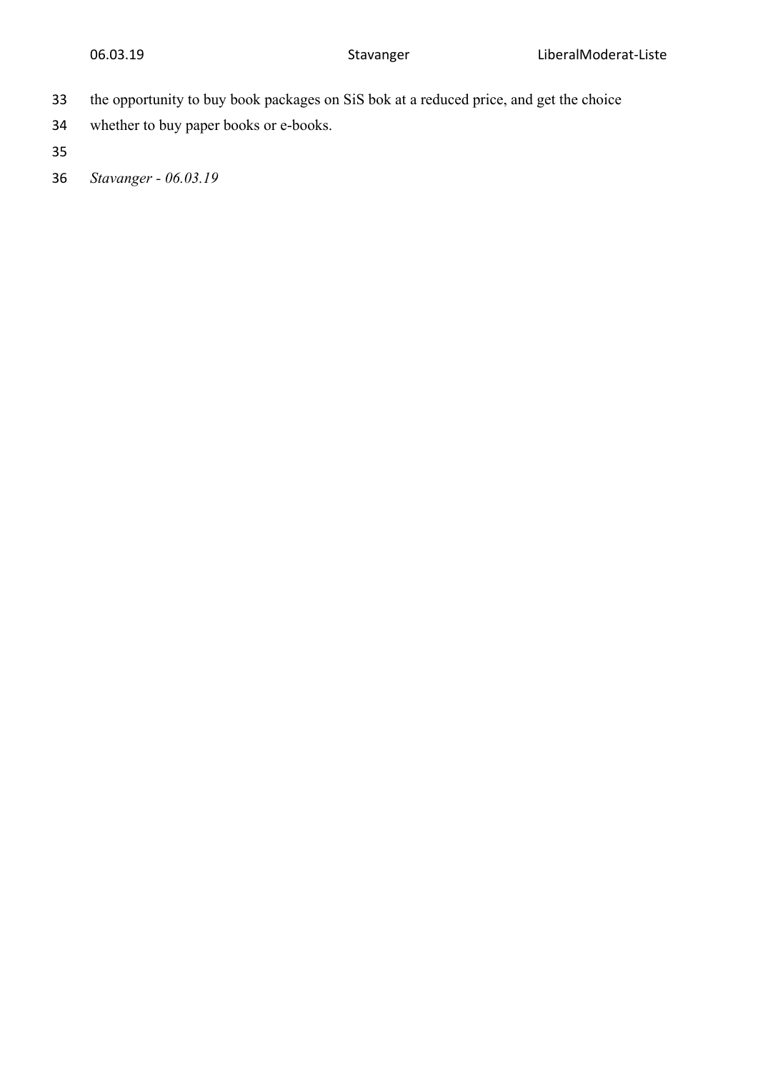the opportunity to buy book packages on SiS bok at a reduced price, and get the choice whether to buy paper books or e-books.

*Stavanger - 06.03.19*